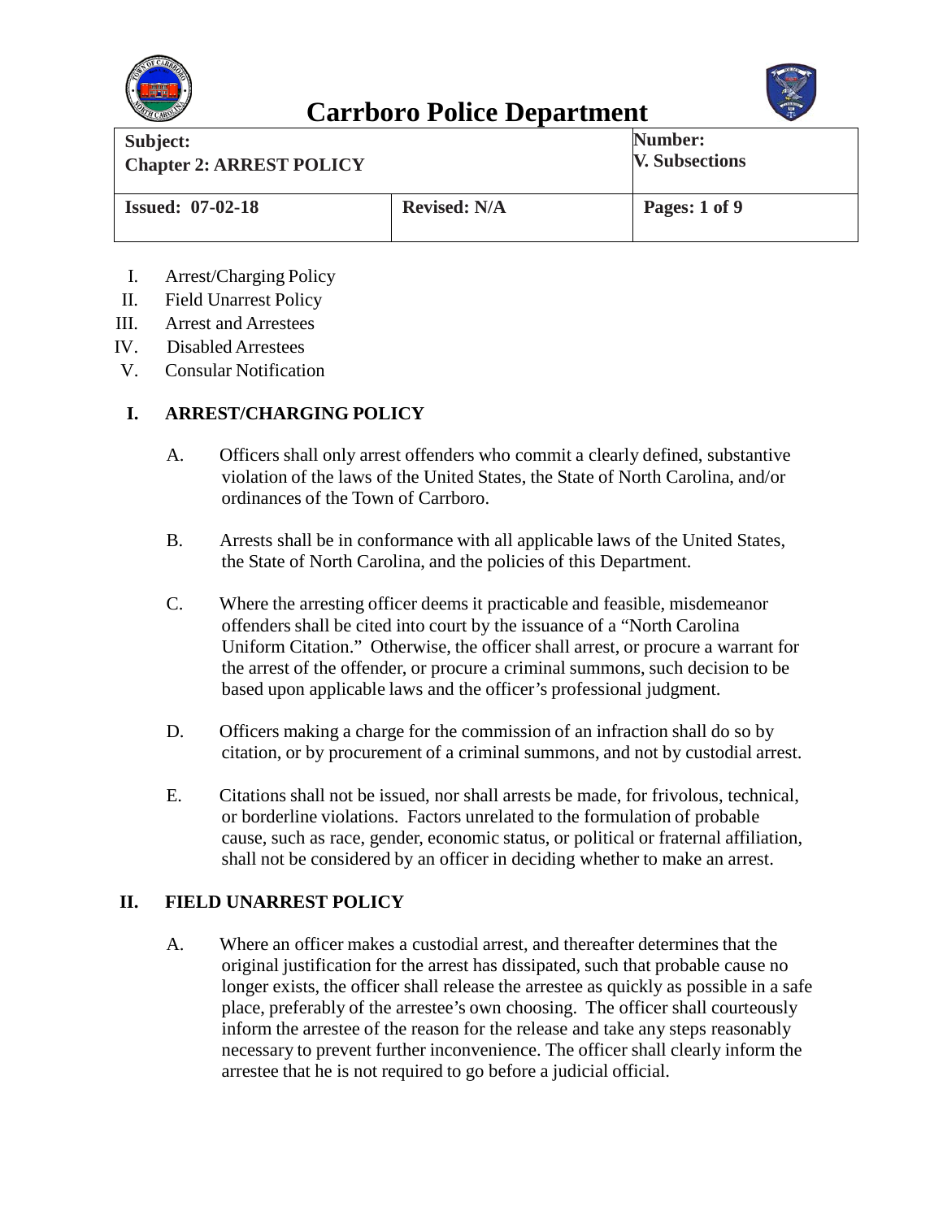# Carrboro Police Department

| Subject: Chapter 2: ARREST POLICY | | Number: V. Subsections |
|---|---|---|
| **Issued: 07-02-18** | **Revised: N/A** | **Pages: 1 of 9** |

I. Arrest/Charging Policy
II. Field Unarrest Policy
III. Arrest and Arrestees
IV. Disabled Arrestees
V. Consular Notification

## I. ARREST/CHARGING POLICY

A. Officers shall only arrest offenders who commit a clearly defined, substantive violation of the laws of the United States, the State of North Carolina, and/or ordinances of the Town of Carrboro.

B. Arrests shall be in conformance with all applicable laws of the United States, the State of North Carolina, and the policies of this Department.

C. Where the arresting officer deems it practicable and feasible, misdemeanor offenders shall be cited into court by the issuance of a "North Carolina Uniform Citation." Otherwise, the officer shall arrest, or procure a warrant for the arrest of the offender, or procure a criminal summons, such decision to be based upon applicable laws and the officer's professional judgment.

D. Officers making a charge for the commission of an infraction shall do so by citation, or by procurement of a criminal summons, and not by custodial arrest.

E. Citations shall not be issued, nor shall arrests be made, for frivolous, technical, or borderline violations. Factors unrelated to the formulation of probable cause, such as race, gender, economic status, or political or fraternal affiliation, shall not be considered by an officer in deciding whether to make an arrest.

## II. FIELD UNARREST POLICY

A. Where an officer makes a custodial arrest, and thereafter determines that the original justification for the arrest has dissipated, such that probable cause no longer exists, the officer shall release the arrestee as quickly as possible in a safe place, preferably of the arrestee's own choosing. The officer shall courteously inform the arrestee of the reason for the release and take any steps reasonably necessary to prevent further inconvenience. The officer shall clearly inform the arrestee that he is not required to go before a judicial official.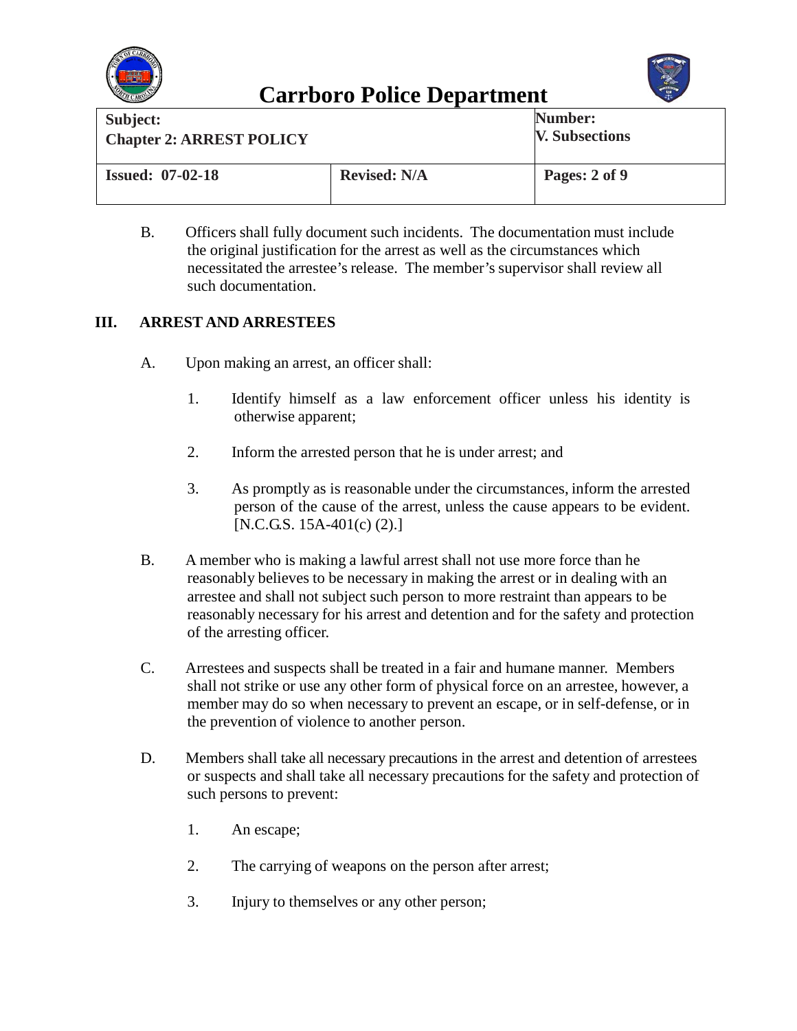B. Officers shall fully document such incidents. The documentation must include the original justification for the arrest as well as the circumstances which necessitated the arrestee's release. The member's supervisor shall review all such documentation.

## III. ARREST AND ARRESTEES

A. Upon making an arrest, an officer shall:

1. Identify himself as a law enforcement officer unless his identity is otherwise apparent;

2. Inform the arrested person that he is under arrest; and

3. As promptly as is reasonable under the circumstances, inform the arrested person of the cause of the arrest, unless the cause appears to be evident. [N.C.G.S. 15A-401(c) (2).]

B. A member who is making a lawful arrest shall not use more force than he reasonably believes to be necessary in making the arrest or in dealing with an arrestee and shall not subject such person to more restraint than appears to be reasonably necessary for his arrest and detention and for the safety and protection of the arresting officer.

C. Arrestees and suspects shall be treated in a fair and humane manner. Members shall not strike or use any other form of physical force on an arrestee, however, a member may do so when necessary to prevent an escape, or in self-defense, or in the prevention of violence to another person.

D. Members shall take all necessary precautions in the arrest and detention of arrestees or suspects and shall take all necessary precautions for the safety and protection of such persons to prevent:

1. An escape;

2. The carrying of weapons on the person after arrest;

3. Injury to themselves or any other person;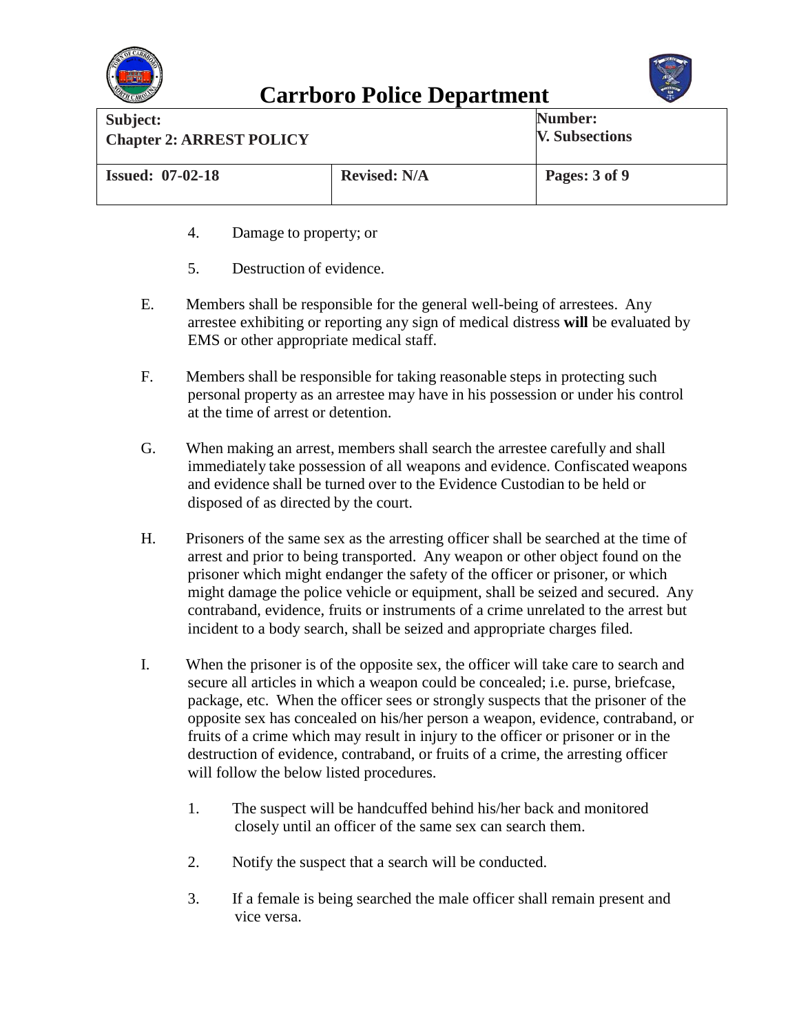4. Damage to property; or

5. Destruction of evidence.

E. Members shall be responsible for the general well-being of arrestees. Any arrestee exhibiting or reporting any sign of medical distress **will** be evaluated by EMS or other appropriate medical staff.

F. Members shall be responsible for taking reasonable steps in protecting such personal property as an arrestee may have in his possession or under his control at the time of arrest or detention.

G. When making an arrest, members shall search the arrestee carefully and shall immediately take possession of all weapons and evidence. Confiscated weapons and evidence shall be turned over to the Evidence Custodian to be held or disposed of as directed by the court.

H. Prisoners of the same sex as the arresting officer shall be searched at the time of arrest and prior to being transported. Any weapon or other object found on the prisoner which might endanger the safety of the officer or prisoner, or which might damage the police vehicle or equipment, shall be seized and secured. Any contraband, evidence, fruits or instruments of a crime unrelated to the arrest but incident to a body search, shall be seized and appropriate charges filed.

I. When the prisoner is of the opposite sex, the officer will take care to search and secure all articles in which a weapon could be concealed; i.e. purse, briefcase, package, etc. When the officer sees or strongly suspects that the prisoner of the opposite sex has concealed on his/her person a weapon, evidence, contraband, or fruits of a crime which may result in injury to the officer or prisoner or in the destruction of evidence, contraband, or fruits of a crime, the arresting officer will follow the below listed procedures.

1. The suspect will be handcuffed behind his/her back and monitored closely until an officer of the same sex can search them.

2. Notify the suspect that a search will be conducted.

3. If a female is being searched the male officer shall remain present and vice versa.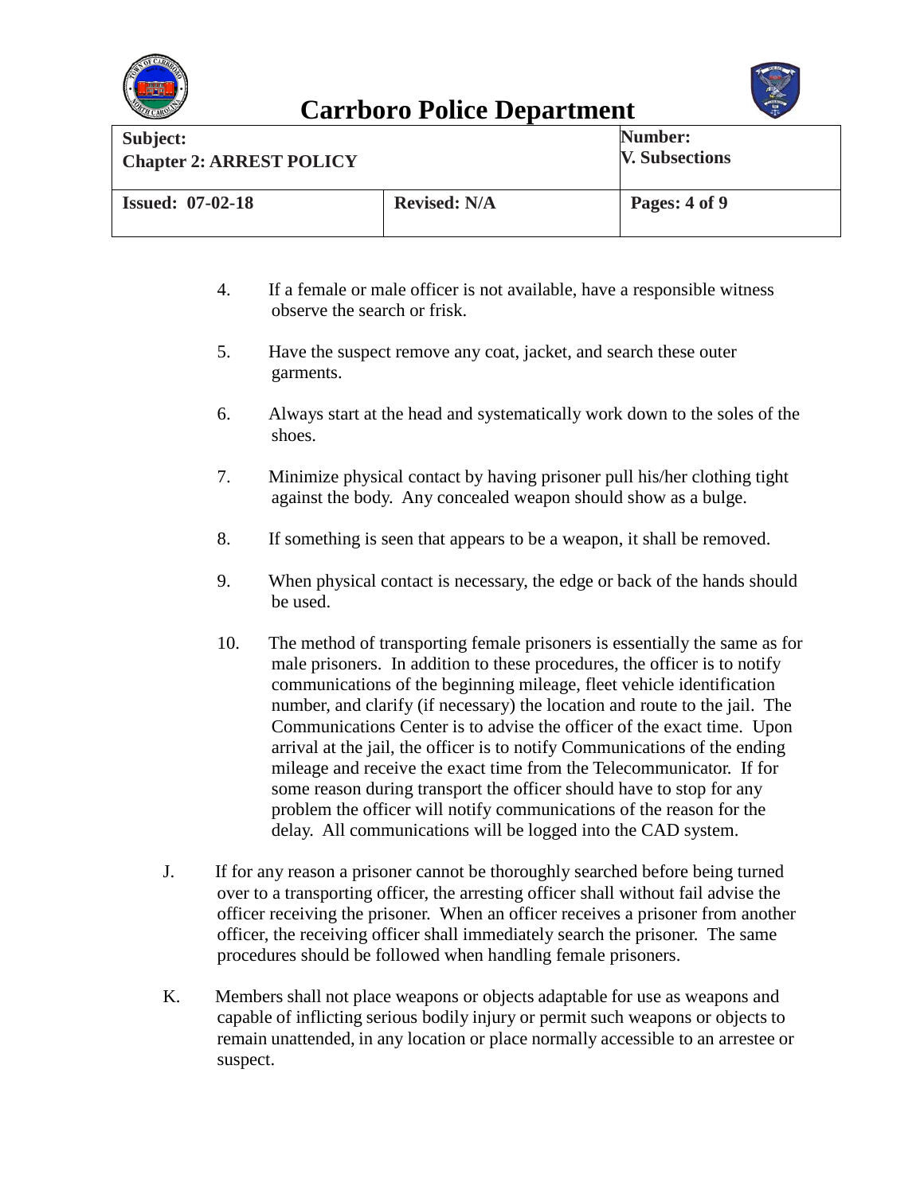4. If a female or male officer is not available, have a responsible witness observe the search or frisk.

5. Have the suspect remove any coat, jacket, and search these outer garments.

6. Always start at the head and systematically work down to the soles of the shoes.

7. Minimize physical contact by having prisoner pull his/her clothing tight against the body. Any concealed weapon should show as a bulge.

8. If something is seen that appears to be a weapon, it shall be removed.

9. When physical contact is necessary, the edge or back of the hands should be used.

10. The method of transporting female prisoners is essentially the same as for male prisoners. In addition to these procedures, the officer is to notify communications of the beginning mileage, fleet vehicle identification number, and clarify (if necessary) the location and route to the jail. The Communications Center is to advise the officer of the exact time. Upon arrival at the jail, the officer is to notify Communications of the ending mileage and receive the exact time from the Telecommunicator. If for some reason during transport the officer should have to stop for any problem the officer will notify communications of the reason for the delay. All communications will be logged into the CAD system.

J. If for any reason a prisoner cannot be thoroughly searched before being turned over to a transporting officer, the arresting officer shall without fail advise the officer receiving the prisoner. When an officer receives a prisoner from another officer, the receiving officer shall immediately search the prisoner. The same procedures should be followed when handling female prisoners.

K. Members shall not place weapons or objects adaptable for use as weapons and capable of inflicting serious bodily injury or permit such weapons or objects to remain unattended, in any location or place normally accessible to an arrestee or suspect.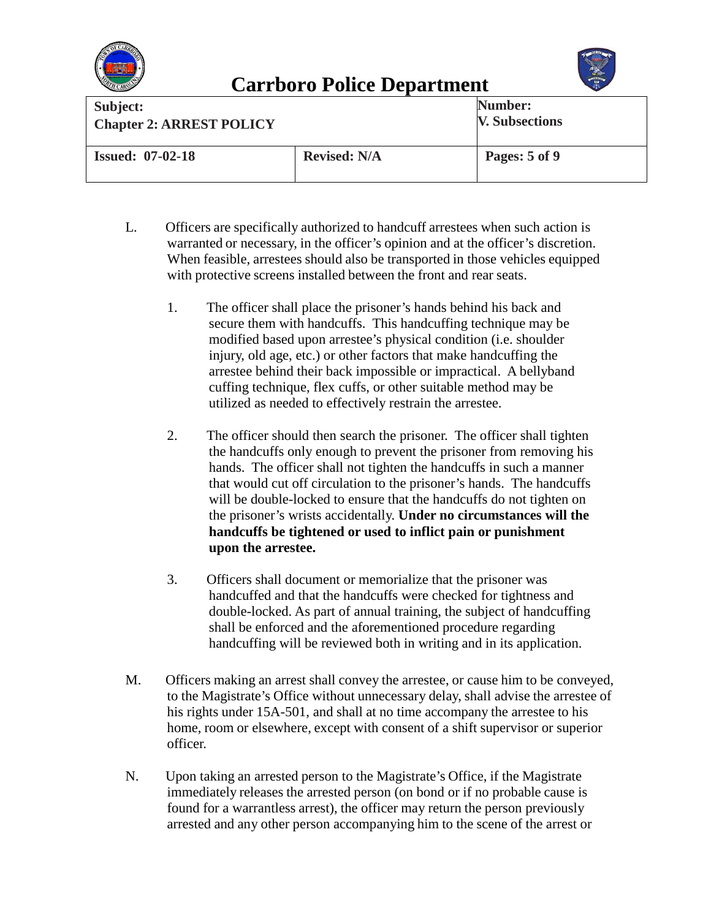L. Officers are specifically authorized to handcuff arrestees when such action is warranted or necessary, in the officer's opinion and at the officer's discretion. When feasible, arrestees should also be transported in those vehicles equipped with protective screens installed between the front and rear seats.

   1. The officer shall place the prisoner's hands behind his back and secure them with handcuffs. This handcuffing technique may be modified based upon arrestee's physical condition (i.e. shoulder injury, old age, etc.) or other factors that make handcuffing the arrestee behind their back impossible or impractical. A bellyband cuffing technique, flex cuffs, or other suitable method may be utilized as needed to effectively restrain the arrestee.

   2. The officer should then search the prisoner. The officer shall tighten the handcuffs only enough to prevent the prisoner from removing his hands. The officer shall not tighten the handcuffs in such a manner that would cut off circulation to the prisoner's hands. The handcuffs will be double-locked to ensure that the handcuffs do not tighten on the prisoner's wrists accidentally. **Under no circumstances will the handcuffs be tightened or used to inflict pain or punishment upon the arrestee.**

   3. Officers shall document or memorialize that the prisoner was handcuffed and that the handcuffs were checked for tightness and double-locked. As part of annual training, the subject of handcuffing shall be enforced and the aforementioned procedure regarding handcuffing will be reviewed both in writing and in its application.

M. Officers making an arrest shall convey the arrestee, or cause him to be conveyed, to the Magistrate's Office without unnecessary delay, shall advise the arrestee of his rights under 15A-501, and shall at no time accompany the arrestee to his home, room or elsewhere, except with consent of a shift supervisor or superior officer.

N. Upon taking an arrested person to the Magistrate's Office, if the Magistrate immediately releases the arrested person (on bond or if no probable cause is found for a warrantless arrest), the officer may return the person previously arrested and any other person accompanying him to the scene of the arrest or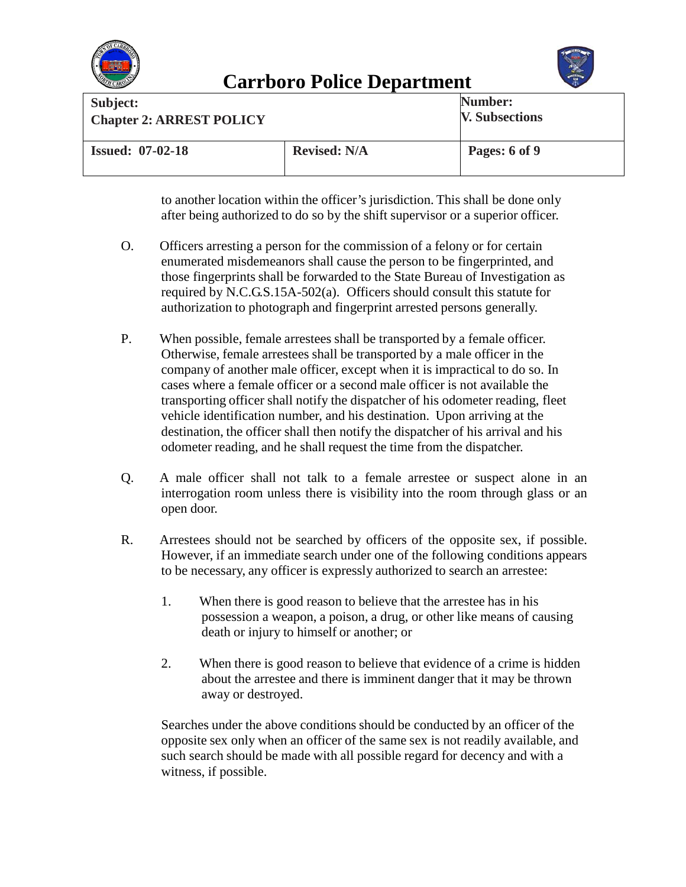to another location within the officer's jurisdiction. This shall be done only after being authorized to do so by the shift supervisor or a superior officer.

O. Officers arresting a person for the commission of a felony or for certain enumerated misdemeanors shall cause the person to be fingerprinted, and those fingerprints shall be forwarded to the State Bureau of Investigation as required by N.C.G.S.15A-502(a). Officers should consult this statute for authorization to photograph and fingerprint arrested persons generally.

P. When possible, female arrestees shall be transported by a female officer. Otherwise, female arrestees shall be transported by a male officer in the company of another male officer, except when it is impractical to do so. In cases where a female officer or a second male officer is not available the transporting officer shall notify the dispatcher of his odometer reading, fleet vehicle identification number, and his destination. Upon arriving at the destination, the officer shall then notify the dispatcher of his arrival and his odometer reading, and he shall request the time from the dispatcher.

Q. A male officer shall not talk to a female arrestee or suspect alone in an interrogation room unless there is visibility into the room through glass or an open door.

R. Arrestees should not be searched by officers of the opposite sex, if possible. However, if an immediate search under one of the following conditions appears to be necessary, any officer is expressly authorized to search an arrestee:

1. When there is good reason to believe that the arrestee has in his possession a weapon, a poison, a drug, or other like means of causing death or injury to himself or another; or

2. When there is good reason to believe that evidence of a crime is hidden about the arrestee and there is imminent danger that it may be thrown away or destroyed.

Searches under the above conditions should be conducted by an officer of the opposite sex only when an officer of the same sex is not readily available, and such search should be made with all possible regard for decency and with a witness, if possible.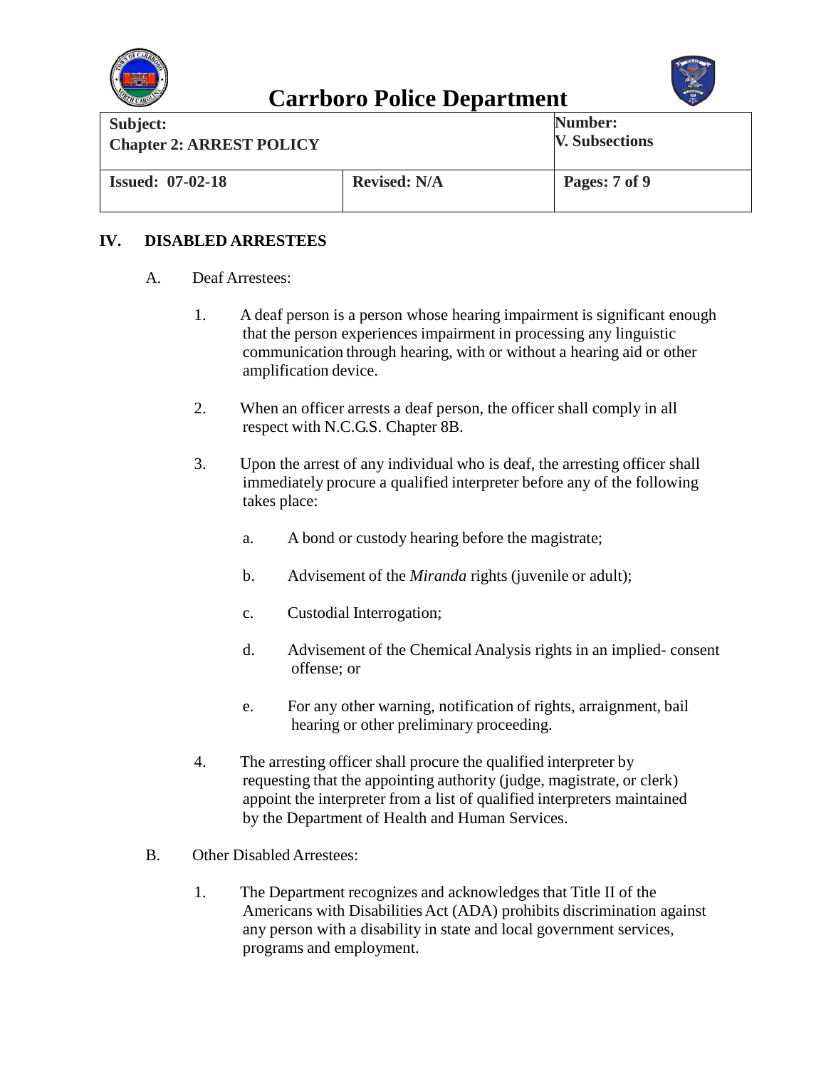## IV. DISABLED ARRESTEES

A. Deaf Arrestees:

1. A deaf person is a person whose hearing impairment is significant enough that the person experiences impairment in processing any linguistic communication through hearing, with or without a hearing aid or other amplification device.

2. When an officer arrests a deaf person, the officer shall comply in all respect with N.C.G.S. Chapter 8B.

3. Upon the arrest of any individual who is deaf, the arresting officer shall immediately procure a qualified interpreter before any of the following takes place:

   a. A bond or custody hearing before the magistrate;

   b. Advisement of the *Miranda* rights (juvenile or adult);

   c. Custodial Interrogation;

   d. Advisement of the Chemical Analysis rights in an implied- consent offense; or

   e. For any other warning, notification of rights, arraignment, bail hearing or other preliminary proceeding.

4. The arresting officer shall procure the qualified interpreter by requesting that the appointing authority (judge, magistrate, or clerk) appoint the interpreter from a list of qualified interpreters maintained by the Department of Health and Human Services.

B. Other Disabled Arrestees:

1. The Department recognizes and acknowledges that Title II of the Americans with Disabilities Act (ADA) prohibits discrimination against any person with a disability in state and local government services, programs and employment.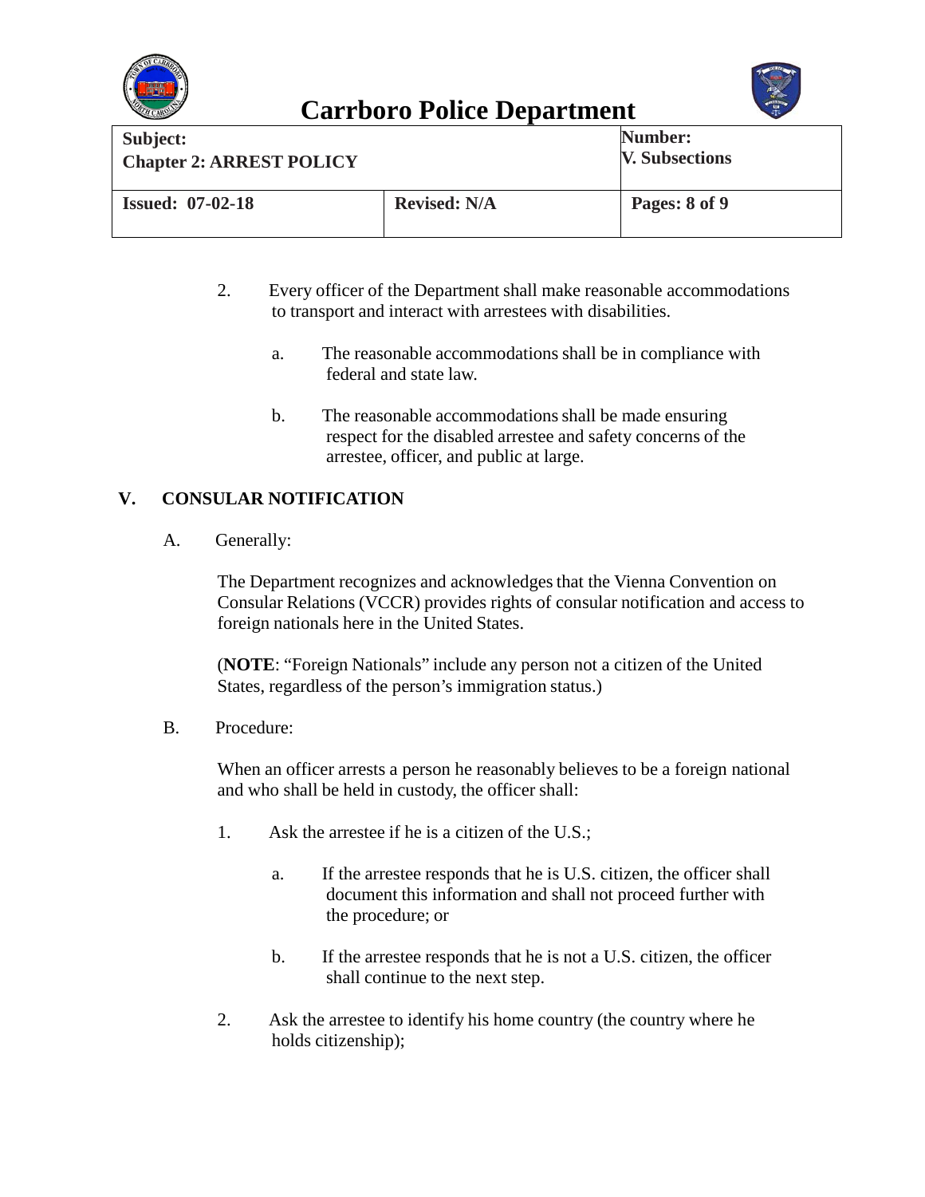2. Every officer of the Department shall make reasonable accommodations to transport and interact with arrestees with disabilities.

   a. The reasonable accommodations shall be in compliance with federal and state law.

   b. The reasonable accommodations shall be made ensuring respect for the disabled arrestee and safety concerns of the arrestee, officer, and public at large.

## V. CONSULAR NOTIFICATION

A. Generally:

The Department recognizes and acknowledges that the Vienna Convention on Consular Relations (VCCR) provides rights of consular notification and access to foreign nationals here in the United States.

(**NOTE**: "Foreign Nationals" include any person not a citizen of the United States, regardless of the person's immigration status.)

B. Procedure:

When an officer arrests a person he reasonably believes to be a foreign national and who shall be held in custody, the officer shall:

1. Ask the arrestee if he is a citizen of the U.S.;

   a. If the arrestee responds that he is U.S. citizen, the officer shall document this information and shall not proceed further with the procedure; or

   b. If the arrestee responds that he is not a U.S. citizen, the officer shall continue to the next step.

2. Ask the arrestee to identify his home country (the country where he holds citizenship);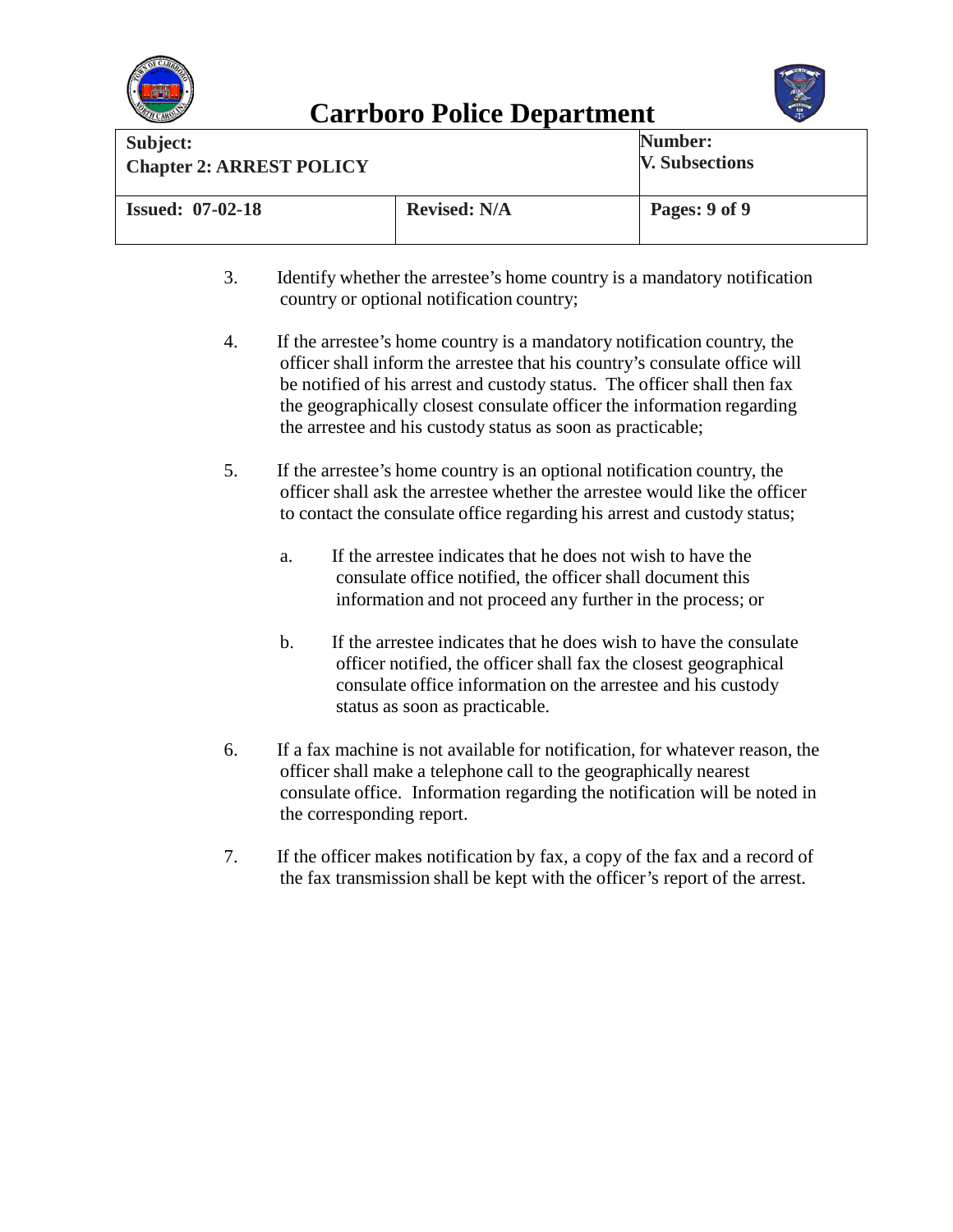3. Identify whether the arrestee's home country is a mandatory notification country or optional notification country;

4. If the arrestee's home country is a mandatory notification country, the officer shall inform the arrestee that his country's consulate office will be notified of his arrest and custody status. The officer shall then fax the geographically closest consulate officer the information regarding the arrestee and his custody status as soon as practicable;

5. If the arrestee's home country is an optional notification country, the officer shall ask the arrestee whether the arrestee would like the officer to contact the consulate office regarding his arrest and custody status;

   a. If the arrestee indicates that he does not wish to have the consulate office notified, the officer shall document this information and not proceed any further in the process; or

   b. If the arrestee indicates that he does wish to have the consulate officer notified, the officer shall fax the closest geographical consulate office information on the arrestee and his custody status as soon as practicable.

6. If a fax machine is not available for notification, for whatever reason, the officer shall make a telephone call to the geographically nearest consulate office. Information regarding the notification will be noted in the corresponding report.

7. If the officer makes notification by fax, a copy of the fax and a record of the fax transmission shall be kept with the officer's report of the arrest.